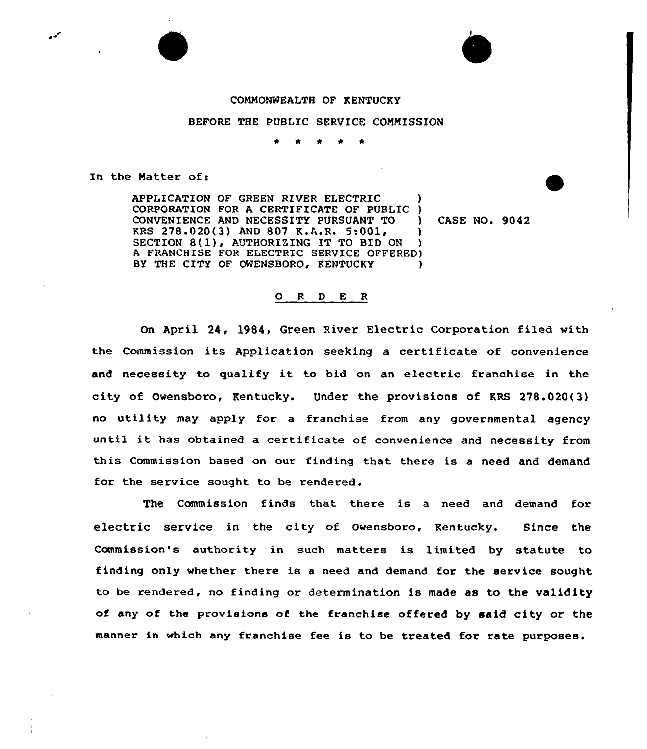COMMONWEALTH OF KENTUCKY

BEFORE THE PUBLIC SERVICE COMMISSION

\* \* \* \* \*

In the Matter of:

APPLICATION OF GREEN RIVER ELECTRIC CORPORATION FOR A CERTIFICATE OF PUBLIC CONVENIENCE AND NECESSITY PURSUANT TO KRS 278.020(3) AND 807 K.A.R. 5:001, SECTION 8(1), AUTHORIZING IT TO BID ON A FRANCHISE FOR ELECTRIC SERVICE OFFERED BY THE CITY OF OWENSBORO, KENTUCKY ) CASE NO. 9042

O R D E R

On April 24, 1984, Green River Electric Corporation filed with the Commission its Application seeking a certificate of convenience and necessity to qualify it to bid on an electric franchise in the city of Owensboro, Kentucky. Under the provisions of KRS 278.020(3) no utility may apply for a franchise from any governmental agency until it has obtained a certificate of convenience and necessity from this Commission based on our finding that there is a need and demand for the service sought to be rendered.

The Commission finds that there is a need and demand for electric service in the city of Owensboro, Kentucky. Since the Commission's authority in such matters is limited by statute to finding only whether there is a need and demand for the service sought to be rendered, no finding or determination is made as to the validity of any of the provisions of the franchise offered by said city or the manner in which any franchise fee is to be treated for rate purposes.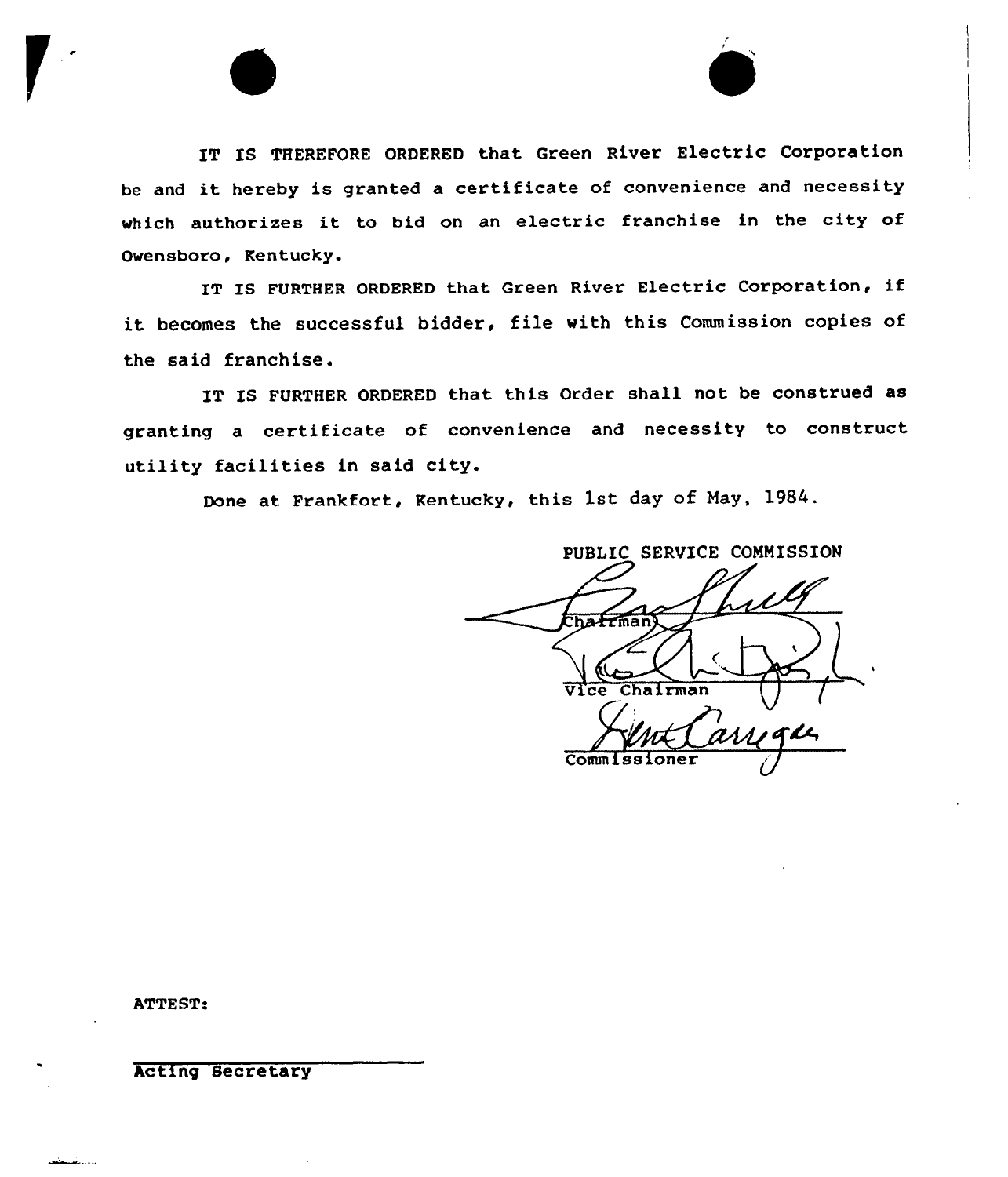IT IS THEREFORE ORDERED that Green River Electric Corporation be and it hereby is granted a certificate of convenience and necessity which authorizes it to bid on an electric franchise in the city of Owensboro, Kentucky.

IT IS FURTHER ORDERED that Green River Electric Corporation, if it becomes the successful bidder, file with this Commission copies of the said franchise.

IT IS FURTHER ORDERED that this Order shall not be construed as granting a certificate of convenience and necessity to construct utility facilities in said city.

Done at Frankfort, Kentucky, this 1st day of May, 1984.

PUBLIC SERVICE COMMISSION

Chairman

Vice Chairman

Commissioner

ATTEST:

Acting Secretary